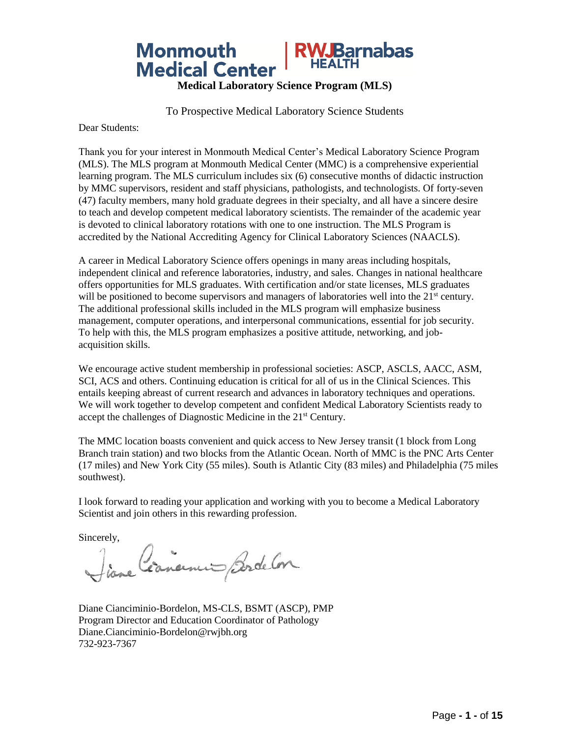# Monmouth Medical Center | RWJBarnabas HEALTH

## Medical Laboratory Science Program (MLS)

To Prospective Medical Laboratory Science Students

Dear Students:

Thank you for your interest in Monmouth Medical Center's Medical Laboratory Science Program (MLS). The MLS program at Monmouth Medical Center (MMC) is a comprehensive experiential learning program. The MLS curriculum includes six (6) consecutive months of didactic instruction by MMC supervisors, resident and staff physicians, pathologists, and technologists. Of forty-seven (47) faculty members, many hold graduate degrees in their specialty, and all have a sincere desire to teach and develop competent medical laboratory scientists. The remainder of the academic year is devoted to clinical laboratory rotations with one to one instruction. The MLS Program is accredited by the National Accrediting Agency for Clinical Laboratory Sciences (NAACLS).

A career in Medical Laboratory Science offers openings in many areas including hospitals, independent clinical and reference laboratories, industry, and sales. Changes in national healthcare offers opportunities for MLS graduates. With certification and/or state licenses, MLS graduates will be positioned to become supervisors and managers of laboratories well into the 21st century. The additional professional skills included in the MLS program will emphasize business management, computer operations, and interpersonal communications, essential for job security. To help with this, the MLS program emphasizes a positive attitude, networking, and job-acquisition skills.

We encourage active student membership in professional societies: ASCP, ASCLS, AACC, ASM, SCI, ACS and others. Continuing education is critical for all of us in the Clinical Sciences. This entails keeping abreast of current research and advances in laboratory techniques and operations. We will work together to develop competent and confident Medical Laboratory Scientists ready to accept the challenges of Diagnostic Medicine in the 21st Century.

The MMC location boasts convenient and quick access to New Jersey transit (1 block from Long Branch train station) and two blocks from the Atlantic Ocean. North of MMC is the PNC Arts Center (17 miles) and New York City (55 miles). South is Atlantic City (83 miles) and Philadelphia (75 miles southwest).

I look forward to reading your application and working with you to become a Medical Laboratory Scientist and join others in this rewarding profession.

Sincerely,

Diane Cianciminio-Bordelon, MS-CLS, BSMT (ASCP), PMP
Program Director and Education Coordinator of Pathology
Diane.Cianciminio-Bordelon@rwjbh.org
732-923-7367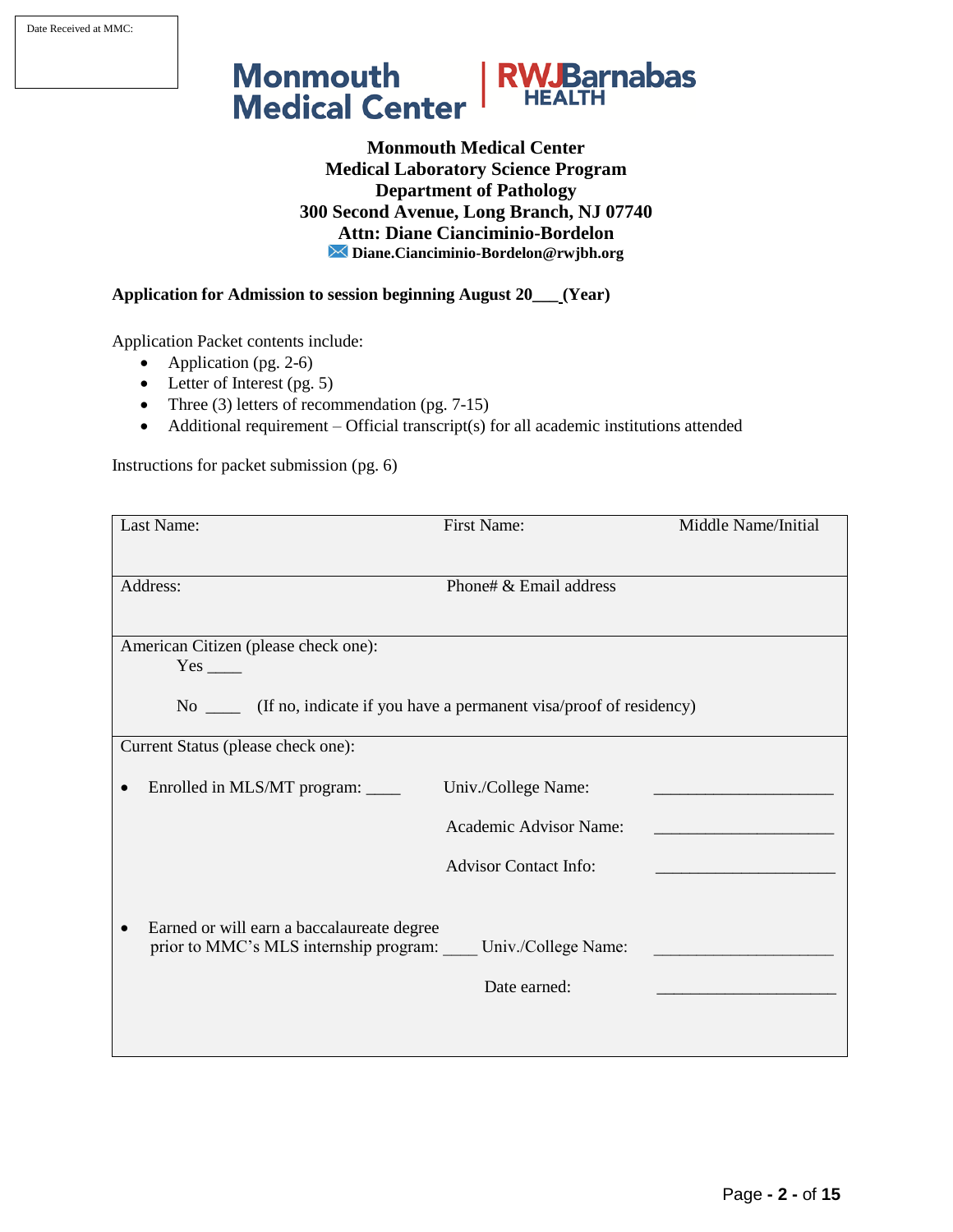Date Received at MMC:

**Monmouth Medical Center**
**Medical Laboratory Science Program**
**Department of Pathology**
**300 Second Avenue, Long Branch, NJ 07740**
**Attn: Diane Cianciminio-Bordelon**
**Diane.Cianciminio-Bordelon@rwjbh.org**

**Application for Admission to session beginning August 20___ (Year)**

Application Packet contents include:

- Application (pg. 2-6)
- Letter of Interest (pg. 5)
- Three (3) letters of recommendation (pg. 7-15)
- Additional requirement – Official transcript(s) for all academic institutions attended

Instructions for packet submission (pg. 6)

| Last Name: | First Name: | Middle Name/Initial |
|---|---|---|
| Address: | Phone# & Email address | |
| American Citizen (please check one):<br>Yes ____<br>No ____ (If no, indicate if you have a permanent visa/proof of residency) | | |
| Current Status (please check one): | | |
| • Enrolled in MLS/MT program: ____ | Univ./College Name: | ____________________ |
| | Academic Advisor Name: | ____________________ |
| | Advisor Contact Info: | ____________________ |
| • Earned or will earn a baccalaureate degree prior to MMC's MLS internship program: ____ | Univ./College Name: | ____________________ |
| | Date earned: | ____________________ |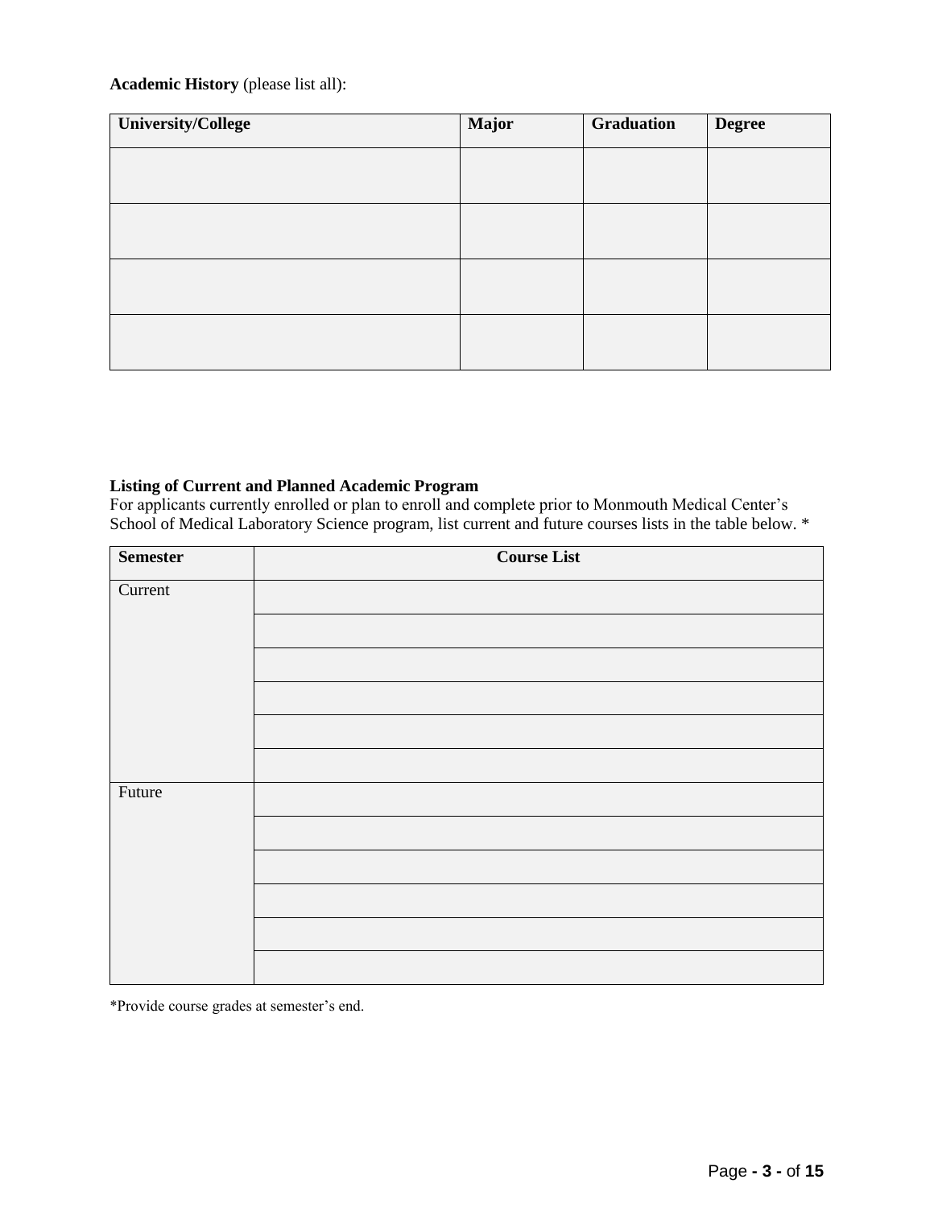**Academic History** (please list all):

| University/College | Major | Graduation | Degree |
| --- | --- | --- | --- |
| | | | |
| | | | |
| | | | |
| | | | |

**Listing of Current and Planned Academic Program**

For applicants currently enrolled or plan to enroll and complete prior to Monmouth Medical Center's School of Medical Laboratory Science program, list current and future courses lists in the table below. *

| Semester | Course List |
| --- | --- |
| Current | |
| | |
| | |
| | |
| | |
| | |
| Future | |
| | |
| | |
| | |
| | |
| | |

*Provide course grades at semester's end.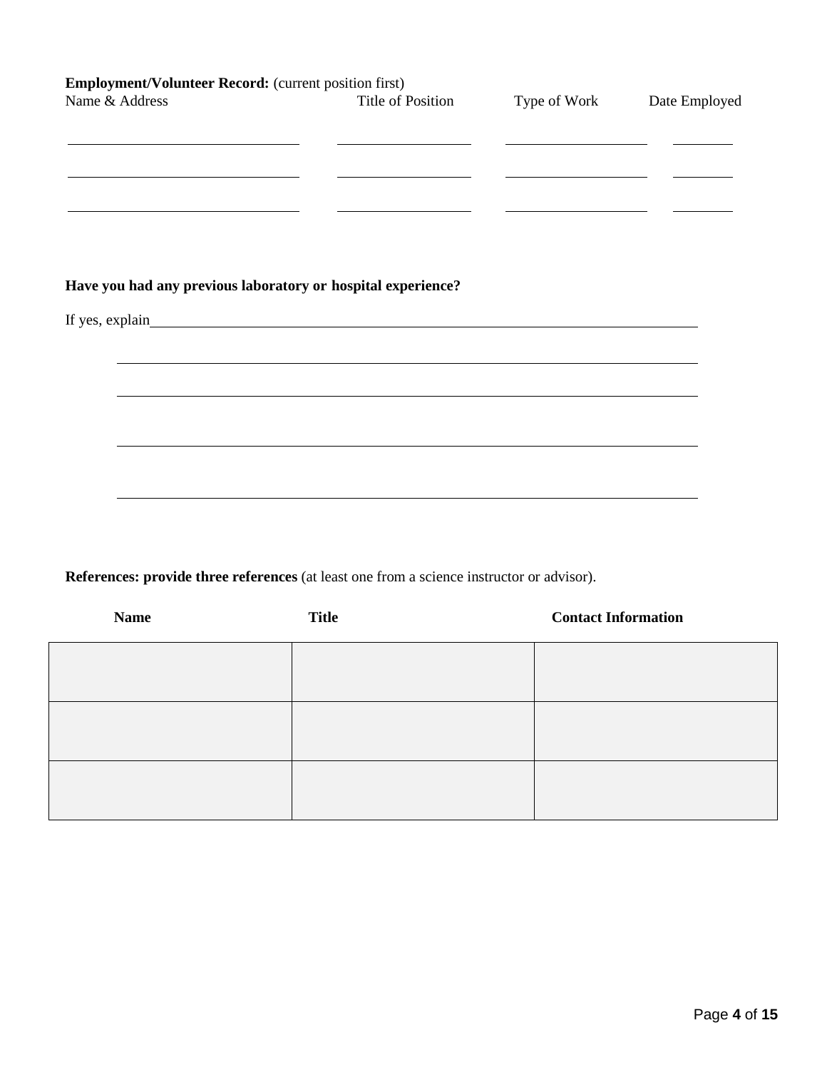**Employment/Volunteer Record:** (current position first)

| Name & Address | Title of Position | Type of Work | Date Employed |
|---|---|---|---|
| | | | |
| | | | |
| | | | |

**Have you had any previous laboratory or hospital experience?**

If yes, explain\_\_\_\_\_\_\_\_\_\_\_\_\_\_\_\_\_\_\_\_\_\_\_\_\_\_\_\_\_\_\_\_\_\_\_\_\_\_\_\_\_\_\_\_\_\_\_\_\_\_\_\_\_\_\_\_\_\_\_\_

\_\_\_\_\_\_\_\_\_\_\_\_\_\_\_\_\_\_\_\_\_\_\_\_\_\_\_\_\_\_\_\_\_\_\_\_\_\_\_\_\_\_\_\_\_\_\_\_\_\_\_\_\_\_\_\_\_\_\_\_\_\_\_\_\_\_\_\_\_\_\_\_

\_\_\_\_\_\_\_\_\_\_\_\_\_\_\_\_\_\_\_\_\_\_\_\_\_\_\_\_\_\_\_\_\_\_\_\_\_\_\_\_\_\_\_\_\_\_\_\_\_\_\_\_\_\_\_\_\_\_\_\_\_\_\_\_\_\_\_\_\_\_\_\_

\_\_\_\_\_\_\_\_\_\_\_\_\_\_\_\_\_\_\_\_\_\_\_\_\_\_\_\_\_\_\_\_\_\_\_\_\_\_\_\_\_\_\_\_\_\_\_\_\_\_\_\_\_\_\_\_\_\_\_\_\_\_\_\_\_\_\_\_\_\_\_\_

\_\_\_\_\_\_\_\_\_\_\_\_\_\_\_\_\_\_\_\_\_\_\_\_\_\_\_\_\_\_\_\_\_\_\_\_\_\_\_\_\_\_\_\_\_\_\_\_\_\_\_\_\_\_\_\_\_\_\_\_\_\_\_\_\_\_\_\_\_\_\_\_

**References: provide three references** (at least one from a science instructor or advisor).

| Name | Title | Contact Information |
|---|---|---|
| | | |
| | | |
| | | |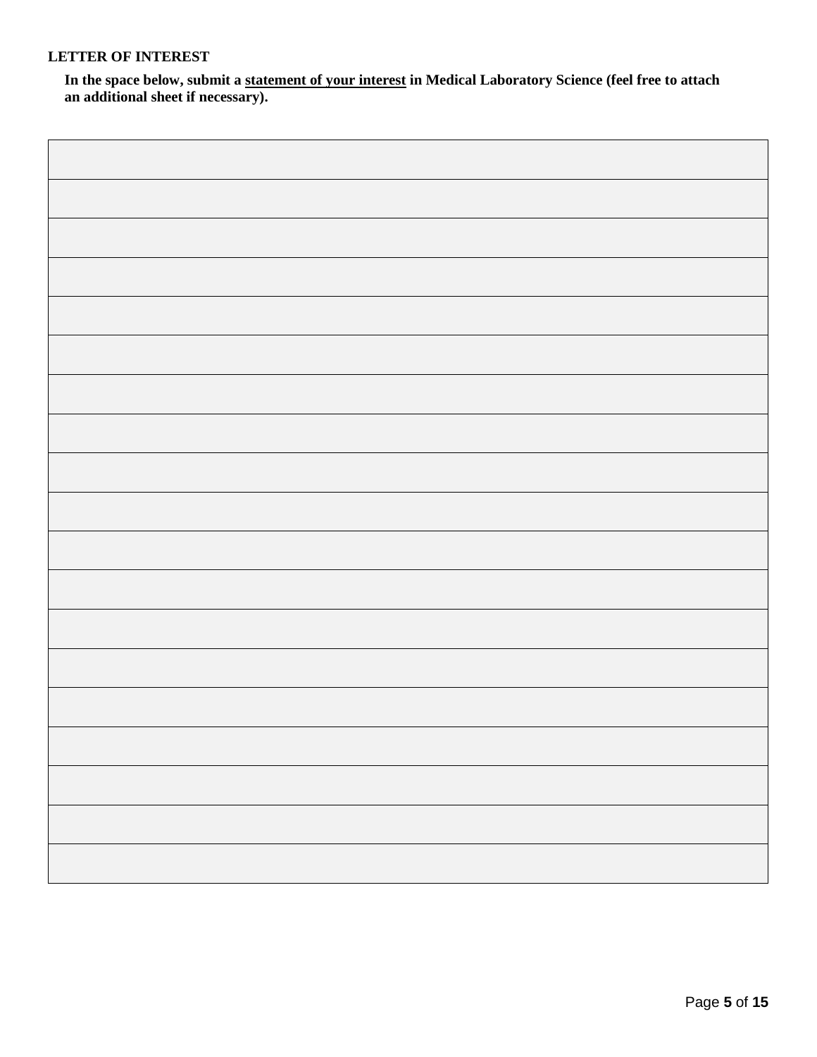**LETTER OF INTEREST**

**In the space below, submit a statement of your interest in Medical Laboratory Science (feel free to attach an additional sheet if necessary).**

| |
|---|
| |
| |
| |
| |
| |
| |
| |
| |
| |
| |
| |
| |
| |
| |
| |
| |
| |
| |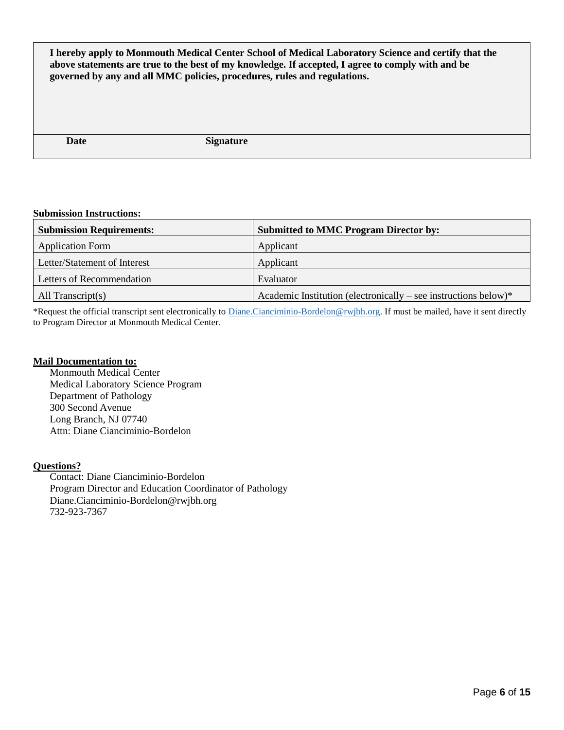**I hereby apply to Monmouth Medical Center School of Medical Laboratory Science and certify that the above statements are true to the best of my knowledge. If accepted, I agree to comply with and be governed by any and all MMC policies, procedures, rules and regulations.**

| **Date** | **Signature** |
|---|---|
| | |

**Submission Instructions:**

| **Submission Requirements:** | **Submitted to MMC Program Director by:** |
|---|---|
| Application Form | Applicant |
| Letter/Statement of Interest | Applicant |
| Letters of Recommendation | Evaluator |
| All Transcript(s) | Academic Institution (electronically – see instructions below)* |

*Request the official transcript sent electronically to Diane.Cianciminio-Bordelon@rwjbh.org. If must be mailed, have it sent directly to Program Director at Monmouth Medical Center.

**Mail Documentation to:**

Monmouth Medical Center
Medical Laboratory Science Program
Department of Pathology
300 Second Avenue
Long Branch, NJ 07740
Attn: Diane Cianciminio-Bordelon

**Questions?**

Contact: Diane Cianciminio-Bordelon
Program Director and Education Coordinator of Pathology
Diane.Cianciminio-Bordelon@rwjbh.org
732-923-7367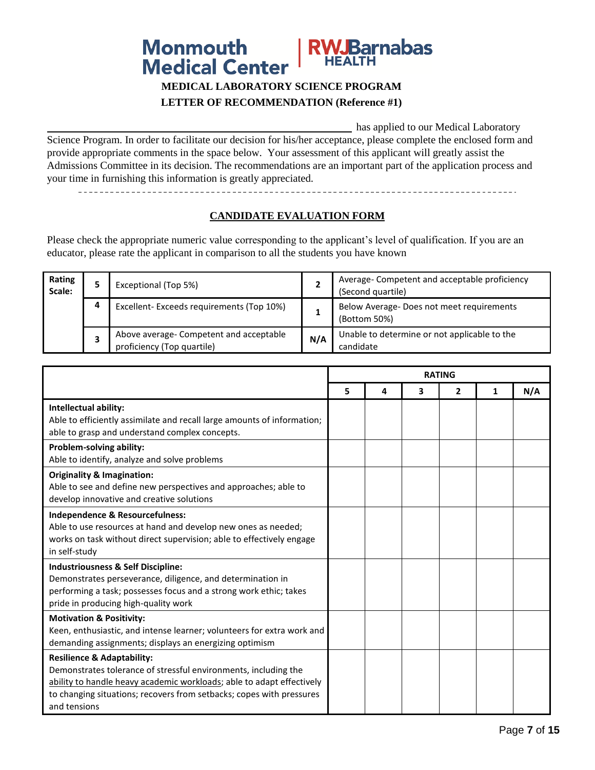Monmouth Medical Center | RWJBarnabas HEALTH

**MEDICAL LABORATORY SCIENCE PROGRAM**

**LETTER OF RECOMMENDATION (Reference #1)**

\_\_\_\_\_\_\_\_\_\_\_\_\_\_\_\_\_\_\_\_\_\_\_\_\_\_\_\_\_\_\_\_\_\_\_\_\_\_\_\_\_\_\_\_\_\_\_\_\_\_ has applied to our Medical Laboratory Science Program. In order to facilitate our decision for his/her acceptance, please complete the enclosed form and provide appropriate comments in the space below. Your assessment of this applicant will greatly assist the Admissions Committee in its decision. The recommendations are an important part of the application process and your time in furnishing this information is greatly appreciated.

---

## CANDIDATE EVALUATION FORM

Please check the appropriate numeric value corresponding to the applicant's level of qualification. If you are an educator, please rate the applicant in comparison to all the students you have known

| Rating Scale: | | | | |
|---|---|---|---|---|
| | 5 | Exceptional (Top 5%) | 2 | Average- Competent and acceptable proficiency (Second quartile) |
| | 4 | Excellent- Exceeds requirements (Top 10%) | 1 | Below Average- Does not meet requirements (Bottom 50%) |
| | 3 | Above average- Competent and acceptable proficiency (Top quartile) | N/A | Unable to determine or not applicable to the candidate |

| | RATING | | | | | |
|---|---|---|---|---|---|---|
| | 5 | 4 | 3 | 2 | 1 | N/A |
| **Intellectual ability:** Able to efficiently assimilate and recall large amounts of information; able to grasp and understand complex concepts. | | | | | | |
| **Problem-solving ability:** Able to identify, analyze and solve problems | | | | | | |
| **Originality & Imagination:** Able to see and define new perspectives and approaches; able to develop innovative and creative solutions | | | | | | |
| **Independence & Resourcefulness:** Able to use resources at hand and develop new ones as needed; works on task without direct supervision; able to effectively engage in self-study | | | | | | |
| **Industriousness & Self Discipline:** Demonstrates perseverance, diligence, and determination in performing a task; possesses focus and a strong work ethic; takes pride in producing high-quality work | | | | | | |
| **Motivation & Positivity:** Keen, enthusiastic, and intense learner; volunteers for extra work and demanding assignments; displays an energizing optimism | | | | | | |
| **Resilience & Adaptability:** Demonstrates tolerance of stressful environments, including the ability to handle heavy academic workloads; able to adapt effectively to changing situations; recovers from setbacks; copes with pressures and tensions | | | | | | |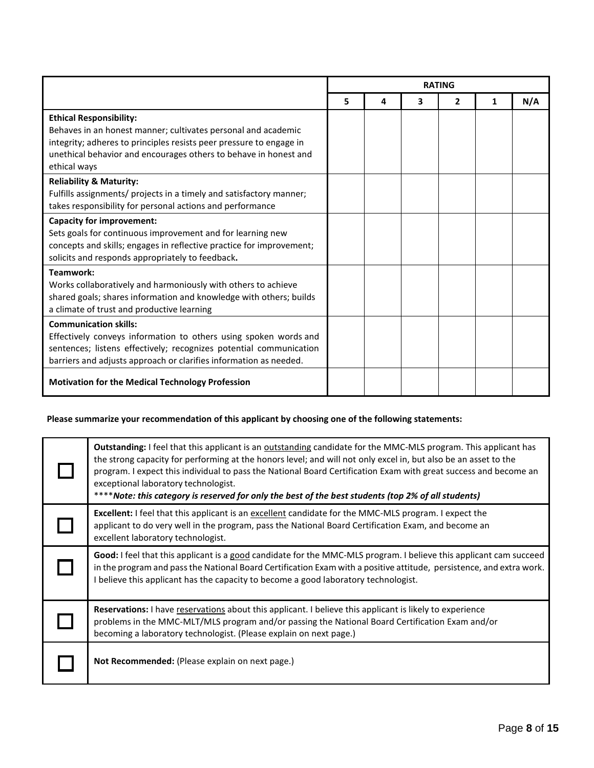| | RATING | | | | | |
|---|---|---|---|---|---|---|
| | 5 | 4 | 3 | 2 | 1 | N/A |
| **Ethical Responsibility:** Behaves in an honest manner; cultivates personal and academic integrity; adheres to principles resists peer pressure to engage in unethical behavior and encourages others to behave in honest and ethical ways | | | | | | |
| **Reliability & Maturity:** Fulfills assignments/ projects in a timely and satisfactory manner; takes responsibility for personal actions and performance | | | | | | |
| **Capacity for improvement:** Sets goals for continuous improvement and for learning new concepts and skills; engages in reflective practice for improvement; solicits and responds appropriately to feedback**.** | | | | | | |
| **Teamwork:** Works collaboratively and harmoniously with others to achieve shared goals; shares information and knowledge with others; builds a climate of trust and productive learning | | | | | | |
| **Communication skills:** Effectively conveys information to others using spoken words and sentences; listens effectively; recognizes potential communication barriers and adjusts approach or clarifies information as needed. | | | | | | |
| **Motivation for the Medical Technology Profession** | | | | | | |

**Please summarize your recommendation of this applicant by choosing one of the following statements:**

| | |
|---|---|
| ☐ | **Outstanding:** I feel that this applicant is an <u>outstanding</u> candidate for the MMC-MLS program. This applicant has the strong capacity for performing at the honors level; and will not only excel in, but also be an asset to the program. I expect this individual to pass the National Board Certification Exam with great success and become an exceptional laboratory technologist. ****_**Note: this category is reserved for only the best of the best students (top 2% of all students)**_ |
| ☐ | **Excellent:** I feel that this applicant is an <u>excellent</u> candidate for the MMC-MLS program. I expect the applicant to do very well in the program, pass the National Board Certification Exam, and become an excellent laboratory technologist. |
| ☐ | **Good:** I feel that this applicant is a <u>good</u> candidate for the MMC-MLS program. I believe this applicant cam succeed in the program and pass the National Board Certification Exam with a positive attitude, persistence, and extra work. I believe this applicant has the capacity to become a good laboratory technologist. |
| ☐ | **Reservations:** I have <u>reservations</u> about this applicant. I believe this applicant is likely to experience problems in the MMC-MLT/MLS program and/or passing the National Board Certification Exam and/or becoming a laboratory technologist. (Please explain on next page.) |
| ☐ | **Not Recommended:** (Please explain on next page.) |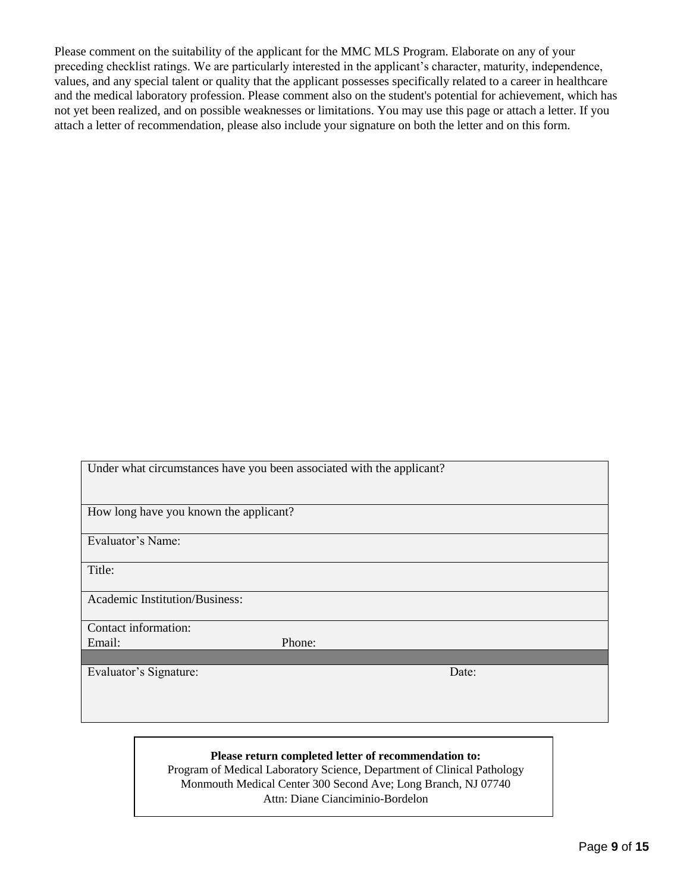Please comment on the suitability of the applicant for the MMC MLS Program. Elaborate on any of your preceding checklist ratings. We are particularly interested in the applicant's character, maturity, independence, values, and any special talent or quality that the applicant possesses specifically related to a career in healthcare and the medical laboratory profession. Please comment also on the student's potential for achievement, which has not yet been realized, and on possible weaknesses or limitations. You may use this page or attach a letter. If you attach a letter of recommendation, please also include your signature on both the letter and on this form.

| Under what circumstances have you been associated with the applicant? | |
|---|---|
| How long have you known the applicant? | |
| Evaluator's Name: | |
| Title: | |
| Academic Institution/Business: | |
| Contact information: <br> Email: | Phone: |
| | |
| Evaluator's Signature: | Date: |

**Please return completed letter of recommendation to:**
Program of Medical Laboratory Science, Department of Clinical Pathology
Monmouth Medical Center 300 Second Ave; Long Branch, NJ 07740
Attn: Diane Cianciminio-Bordelon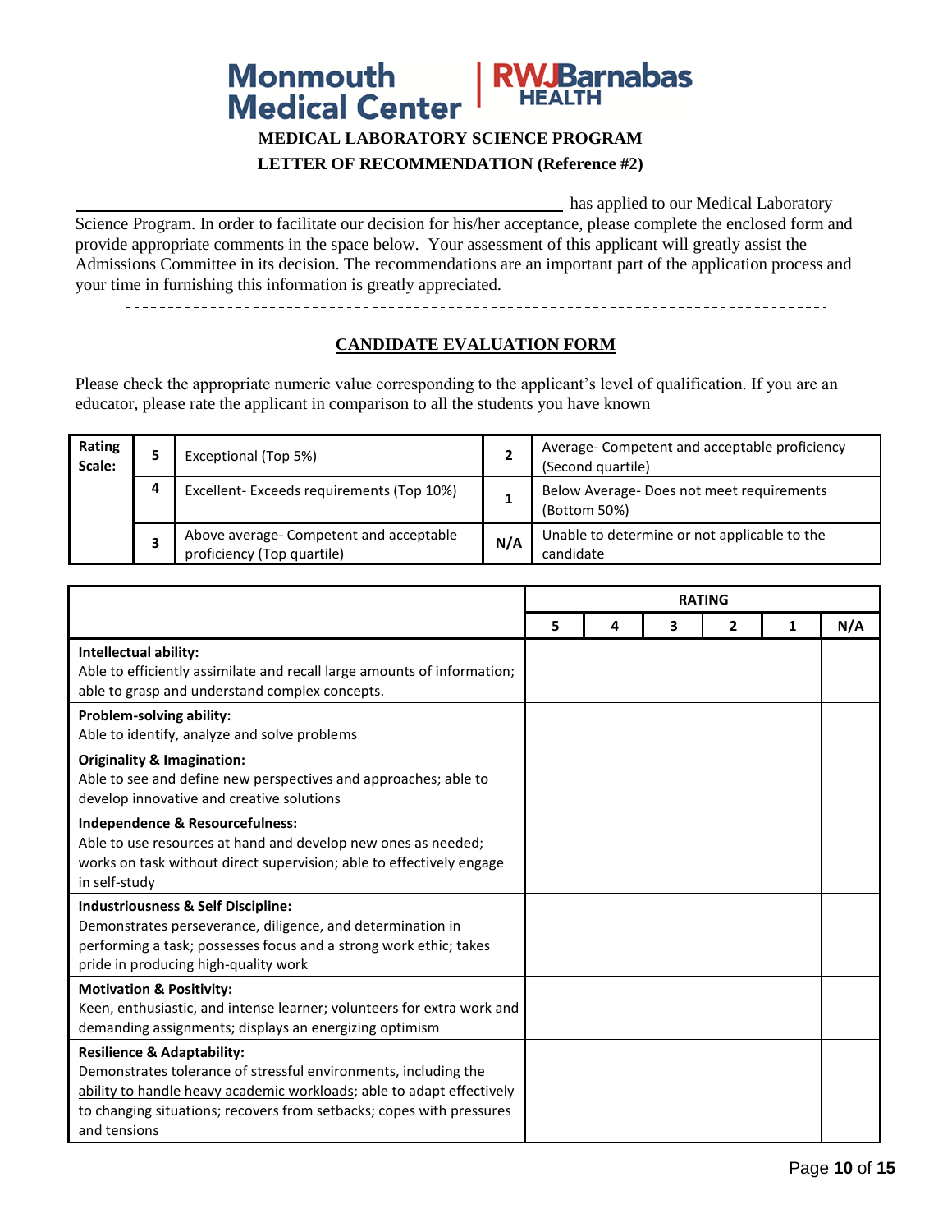Monmouth Medical Center | RWJBarnabas HEALTH

**MEDICAL LABORATORY SCIENCE PROGRAM**

**LETTER OF RECOMMENDATION (Reference #2)**

______________________________________ has applied to our Medical Laboratory Science Program. In order to facilitate our decision for his/her acceptance, please complete the enclosed form and provide appropriate comments in the space below. Your assessment of this applicant will greatly assist the Admissions Committee in its decision. The recommendations are an important part of the application process and your time in furnishing this information is greatly appreciated.

---

## CANDIDATE EVALUATION FORM

Please check the appropriate numeric value corresponding to the applicant's level of qualification. If you are an educator, please rate the applicant in comparison to all the students you have known

| Rating Scale: | | | | |
|---|---|---|---|---|
| | 5 | Exceptional (Top 5%) | 2 | Average- Competent and acceptable proficiency (Second quartile) |
| | 4 | Excellent- Exceeds requirements (Top 10%) | 1 | Below Average- Does not meet requirements (Bottom 50%) |
| | 3 | Above average- Competent and acceptable proficiency (Top quartile) | N/A | Unable to determine or not applicable to the candidate |

| | RATING | | | | | |
|---|---|---|---|---|---|---|
| | 5 | 4 | 3 | 2 | 1 | N/A |
| **Intellectual ability:** Able to efficiently assimilate and recall large amounts of information; able to grasp and understand complex concepts. | | | | | | |
| **Problem-solving ability:** Able to identify, analyze and solve problems | | | | | | |
| **Originality & Imagination:** Able to see and define new perspectives and approaches; able to develop innovative and creative solutions | | | | | | |
| **Independence & Resourcefulness:** Able to use resources at hand and develop new ones as needed; works on task without direct supervision; able to effectively engage in self-study | | | | | | |
| **Industriousness & Self Discipline:** Demonstrates perseverance, diligence, and determination in performing a task; possesses focus and a strong work ethic; takes pride in producing high-quality work | | | | | | |
| **Motivation & Positivity:** Keen, enthusiastic, and intense learner; volunteers for extra work and demanding assignments; displays an energizing optimism | | | | | | |
| **Resilience & Adaptability:** Demonstrates tolerance of stressful environments, including the ability to handle heavy academic workloads; able to adapt effectively to changing situations; recovers from setbacks; copes with pressures and tensions | | | | | | |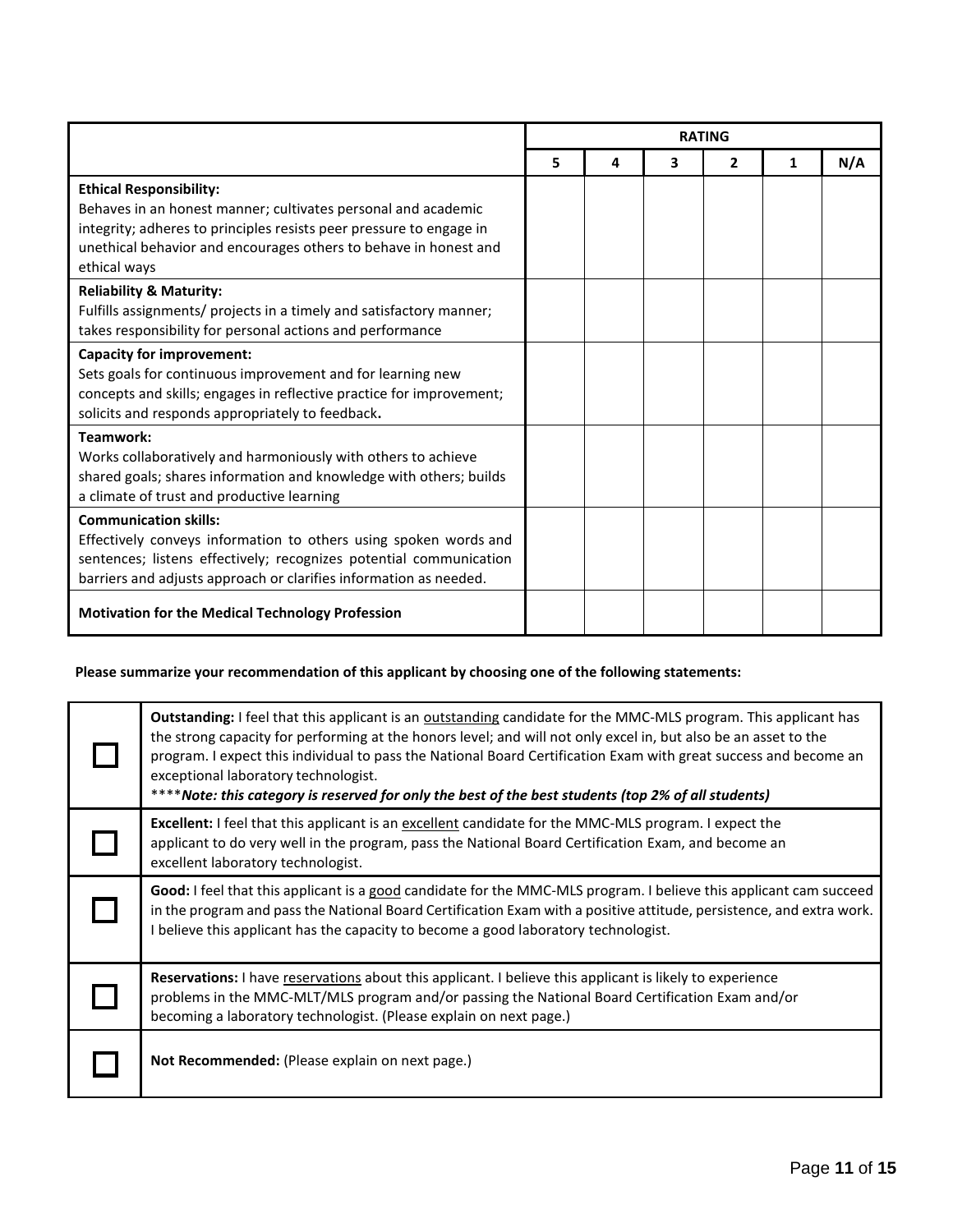| | RATING | | | | | |
|---|---|---|---|---|---|---|
| | 5 | 4 | 3 | 2 | 1 | N/A |
| **Ethical Responsibility:** Behaves in an honest manner; cultivates personal and academic integrity; adheres to principles resists peer pressure to engage in unethical behavior and encourages others to behave in honest and ethical ways | | | | | | |
| **Reliability & Maturity:** Fulfills assignments/ projects in a timely and satisfactory manner; takes responsibility for personal actions and performance | | | | | | |
| **Capacity for improvement:** Sets goals for continuous improvement and for learning new concepts and skills; engages in reflective practice for improvement; solicits and responds appropriately to feedback**.** | | | | | | |
| **Teamwork:** Works collaboratively and harmoniously with others to achieve shared goals; shares information and knowledge with others; builds a climate of trust and productive learning | | | | | | |
| **Communication skills:** Effectively conveys information to others using spoken words and sentences; listens effectively; recognizes potential communication barriers and adjusts approach or clarifies information as needed. | | | | | | |
| **Motivation for the Medical Technology Profession** | | | | | | |

**Please summarize your recommendation of this applicant by choosing one of the following statements:**

| | |
|---|---|
| ☐ | **Outstanding:** I feel that this applicant is an outstanding candidate for the MMC-MLS program. This applicant has the strong capacity for performing at the honors level; and will not only excel in, but also be an asset to the program. I expect this individual to pass the National Board Certification Exam with great success and become an exceptional laboratory technologist. ****_**Note: this category is reserved for only the best of the best students (top 2% of all students)**_ |
| ☐ | **Excellent:** I feel that this applicant is an excellent candidate for the MMC-MLS program. I expect the applicant to do very well in the program, pass the National Board Certification Exam, and become an excellent laboratory technologist. |
| ☐ | **Good:** I feel that this applicant is a good candidate for the MMC-MLS program. I believe this applicant cam succeed in the program and pass the National Board Certification Exam with a positive attitude, persistence, and extra work. I believe this applicant has the capacity to become a good laboratory technologist. |
| ☐ | **Reservations:** I have reservations about this applicant. I believe this applicant is likely to experience problems in the MMC-MLT/MLS program and/or passing the National Board Certification Exam and/or becoming a laboratory technologist. (Please explain on next page.) |
| ☐ | **Not Recommended:** (Please explain on next page.) |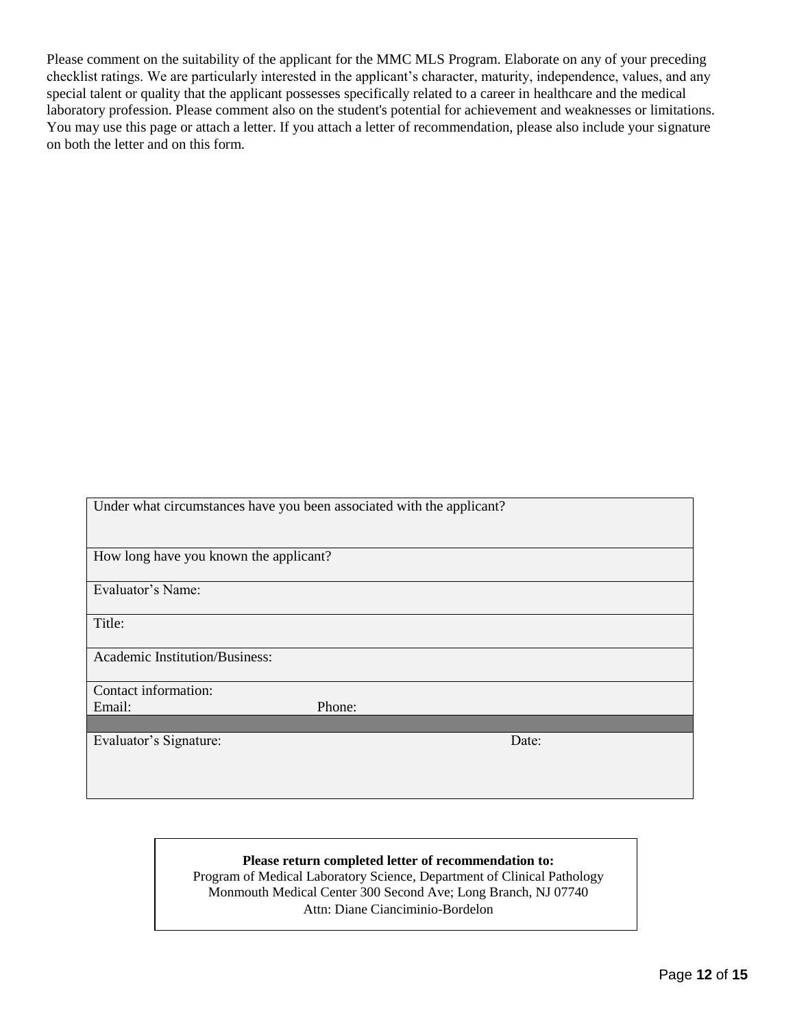Please comment on the suitability of the applicant for the MMC MLS Program. Elaborate on any of your preceding checklist ratings. We are particularly interested in the applicant's character, maturity, independence, values, and any special talent or quality that the applicant possesses specifically related to a career in healthcare and the medical laboratory profession. Please comment also on the student's potential for achievement and weaknesses or limitations. You may use this page or attach a letter. If you attach a letter of recommendation, please also include your signature on both the letter and on this form.

| Under what circumstances have you been associated with the applicant? | |
|---|---|
| How long have you known the applicant? | |
| Evaluator's Name: | |
| Title: | |
| Academic Institution/Business: | |
| Contact information:<br>Email: | Phone: |
| | |
| Evaluator's Signature: | Date: |

**Please return completed letter of recommendation to:**
Program of Medical Laboratory Science, Department of Clinical Pathology
Monmouth Medical Center 300 Second Ave; Long Branch, NJ 07740
Attn: Diane Cianciminio-Bordelon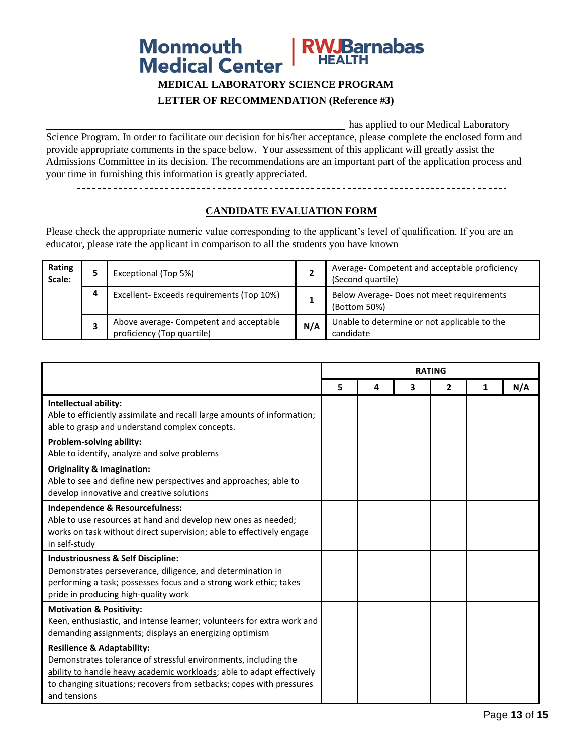Monmouth Medical Center | RWJBarnabas HEALTH

**MEDICAL LABORATORY SCIENCE PROGRAM**

**LETTER OF RECOMMENDATION (Reference #3)**

______________________________________________ has applied to our Medical Laboratory Science Program. In order to facilitate our decision for his/her acceptance, please complete the enclosed form and provide appropriate comments in the space below. Your assessment of this applicant will greatly assist the Admissions Committee in its decision. The recommendations are an important part of the application process and your time in furnishing this information is greatly appreciated.

---

## CANDIDATE EVALUATION FORM

Please check the appropriate numeric value corresponding to the applicant's level of qualification. If you are an educator, please rate the applicant in comparison to all the students you have known

| Rating Scale: | | | | |
|---|---|---|---|---|
| | **5** | Exceptional (Top 5%) | **2** | Average- Competent and acceptable proficiency (Second quartile) |
| | **4** | Excellent- Exceeds requirements (Top 10%) | **1** | Below Average- Does not meet requirements (Bottom 50%) |
| | **3** | Above average- Competent and acceptable proficiency (Top quartile) | **N/A** | Unable to determine or not applicable to the candidate |

| | **RATING** | | | | | |
|---|---|---|---|---|---|---|
| | **5** | **4** | **3** | **2** | **1** | **N/A** |
| **Intellectual ability:** Able to efficiently assimilate and recall large amounts of information; able to grasp and understand complex concepts. | | | | | | |
| **Problem-solving ability:** Able to identify, analyze and solve problems | | | | | | |
| **Originality & Imagination:** Able to see and define new perspectives and approaches; able to develop innovative and creative solutions | | | | | | |
| **Independence & Resourcefulness:** Able to use resources at hand and develop new ones as needed; works on task without direct supervision; able to effectively engage in self-study | | | | | | |
| **Industriousness & Self Discipline:** Demonstrates perseverance, diligence, and determination in performing a task; possesses focus and a strong work ethic; takes pride in producing high-quality work | | | | | | |
| **Motivation & Positivity:** Keen, enthusiastic, and intense learner; volunteers for extra work and demanding assignments; displays an energizing optimism | | | | | | |
| **Resilience & Adaptability:** Demonstrates tolerance of stressful environments, including the ability to handle heavy academic workloads; able to adapt effectively to changing situations; recovers from setbacks; copes with pressures and tensions | | | | | | |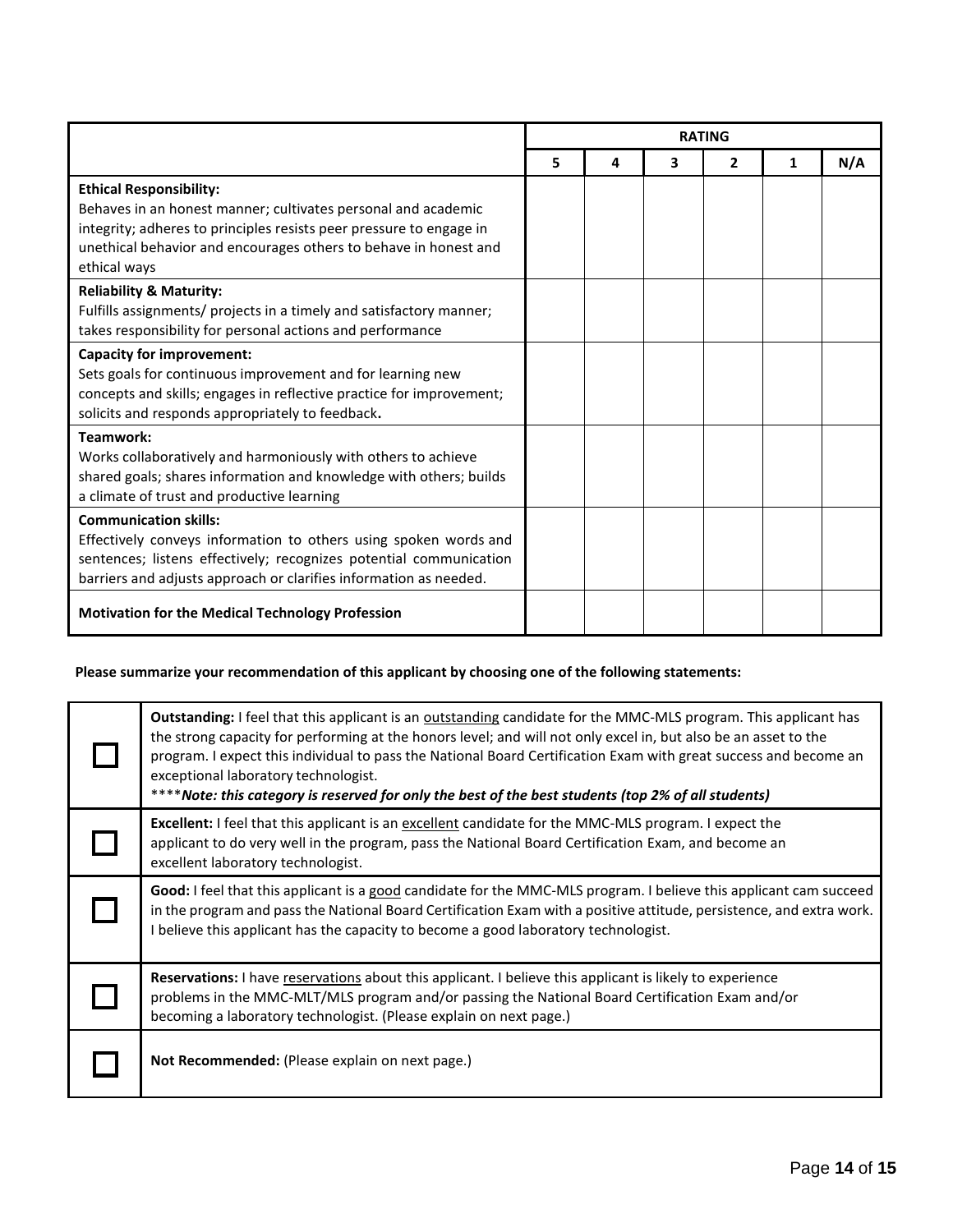| | RATING | | | | | |
|---|---|---|---|---|---|---|
| | 5 | 4 | 3 | 2 | 1 | N/A |
| **Ethical Responsibility:**<br>Behaves in an honest manner; cultivates personal and academic integrity; adheres to principles resists peer pressure to engage in unethical behavior and encourages others to behave in honest and ethical ways | | | | | | |
| **Reliability & Maturity:**<br>Fulfills assignments/ projects in a timely and satisfactory manner; takes responsibility for personal actions and performance | | | | | | |
| **Capacity for improvement:**<br>Sets goals for continuous improvement and for learning new concepts and skills; engages in reflective practice for improvement; solicits and responds appropriately to feedback**.** | | | | | | |
| **Teamwork:**<br>Works collaboratively and harmoniously with others to achieve shared goals; shares information and knowledge with others; builds a climate of trust and productive learning | | | | | | |
| **Communication skills:**<br>Effectively conveys information to others using spoken words and sentences; listens effectively; recognizes potential communication barriers and adjusts approach or clarifies information as needed. | | | | | | |
| **Motivation for the Medical Technology Profession** | | | | | | |

**Please summarize your recommendation of this applicant by choosing one of the following statements:**

| | |
|---|---|
| ☐ | **Outstanding:** I feel that this applicant is an outstanding candidate for the MMC-MLS program. This applicant has the strong capacity for performing at the honors level; and will not only excel in, but also be an asset to the program. I expect this individual to pass the National Board Certification Exam with great success and become an exceptional laboratory technologist.<br>\*\*\*\****Note: this category is reserved for only the best of the best students (top 2% of all students)*** |
| ☐ | **Excellent:** I feel that this applicant is an excellent candidate for the MMC-MLS program. I expect the applicant to do very well in the program, pass the National Board Certification Exam, and become an excellent laboratory technologist. |
| ☐ | **Good:** I feel that this applicant is a good candidate for the MMC-MLS program. I believe this applicant cam succeed in the program and pass the National Board Certification Exam with a positive attitude, persistence, and extra work. I believe this applicant has the capacity to become a good laboratory technologist. |
| ☐ | **Reservations:** I have reservations about this applicant. I believe this applicant is likely to experience problems in the MMC-MLT/MLS program and/or passing the National Board Certification Exam and/or becoming a laboratory technologist. (Please explain on next page.) |
| ☐ | **Not Recommended:** (Please explain on next page.) |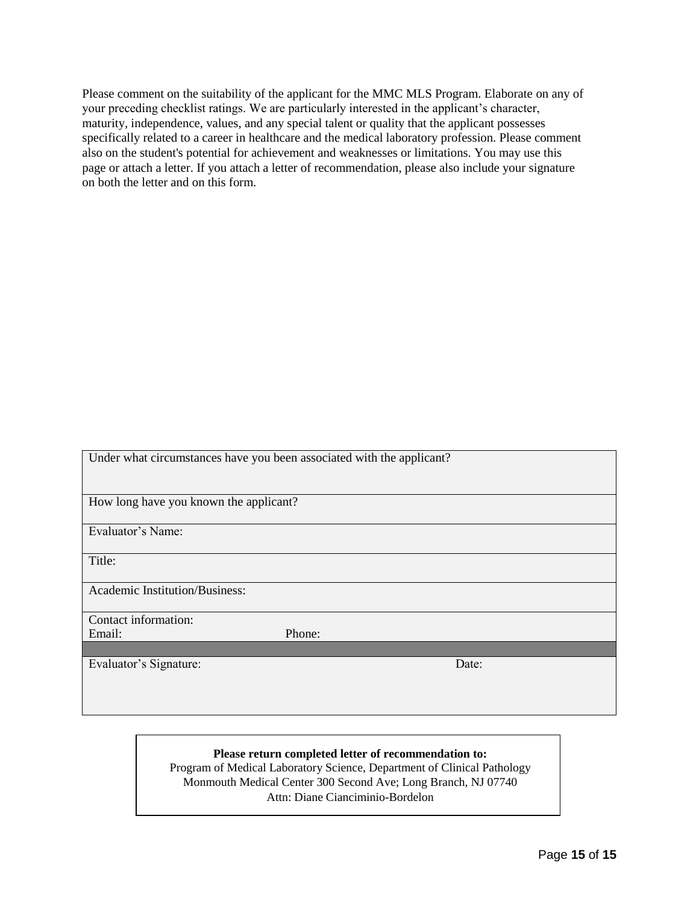Please comment on the suitability of the applicant for the MMC MLS Program. Elaborate on any of your preceding checklist ratings. We are particularly interested in the applicant's character, maturity, independence, values, and any special talent or quality that the applicant possesses specifically related to a career in healthcare and the medical laboratory profession. Please comment also on the student's potential for achievement and weaknesses or limitations. You may use this page or attach a letter. If you attach a letter of recommendation, please also include your signature on both the letter and on this form.

| | |
|---|---|
| Under what circumstances have you been associated with the applicant? | |
| How long have you known the applicant? | |
| Evaluator's Name: | |
| Title: | |
| Academic Institution/Business: | |
| Contact information:<br>Email: | Phone: |
| | |
| Evaluator's Signature: | Date: |

**Please return completed letter of recommendation to:**
Program of Medical Laboratory Science, Department of Clinical Pathology
Monmouth Medical Center 300 Second Ave; Long Branch, NJ 07740
Attn: Diane Cianciminio-Bordelon